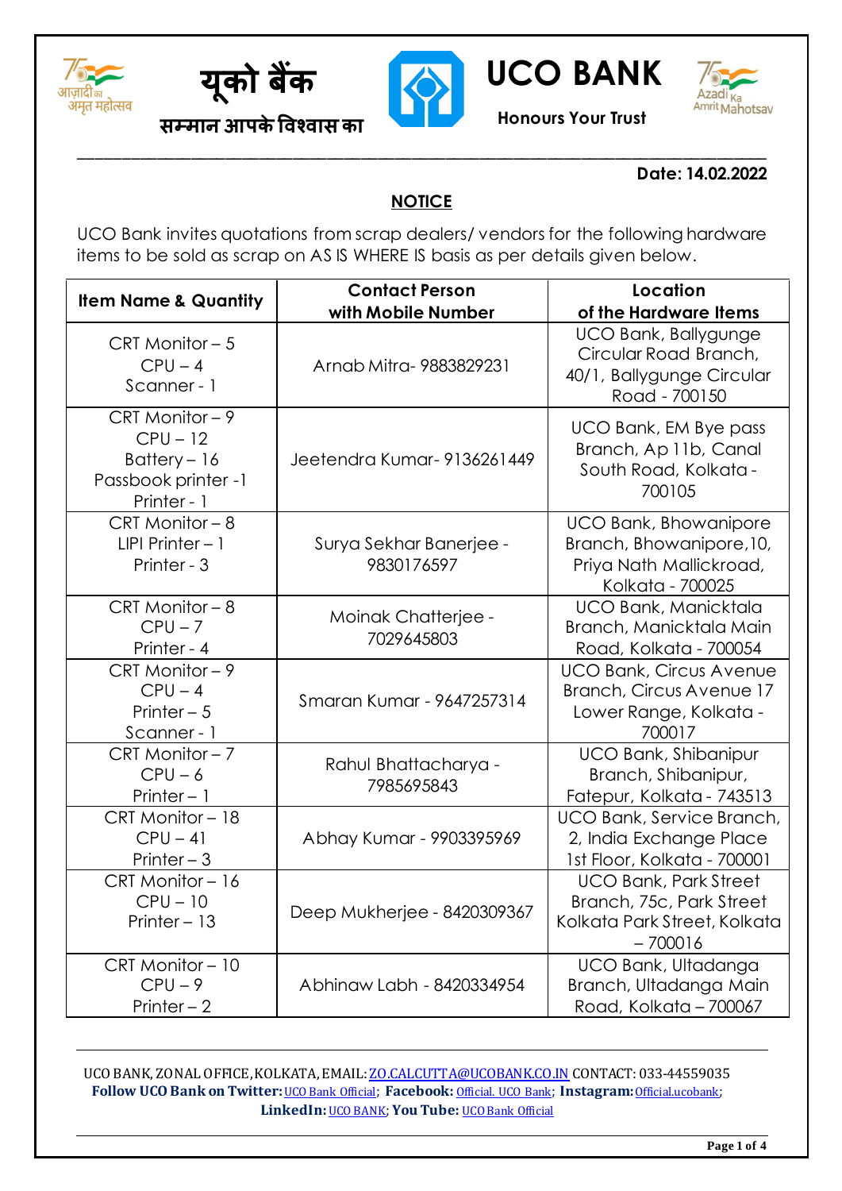यूको बैंक

सम्मान आपके विश्वास का

**UCO BANK**

**Honours Your Trust**

**Date: 14.02.2022**

## NOTICE

UCO Bank invites quotations from scrap dealers/ vendors for the following hardware items to be sold as scrap on AS IS WHERE IS basis as per details given below.

| Item Name & Quantity | Contact Person with Mobile Number | Location of the Hardware Items |
|---|---|---|
| CRT Monitor – 5<br>CPU – 4<br>Scanner - 1 | Arnab Mitra- 9883829231 | UCO Bank, Ballygunge Circular Road Branch, 40/1, Ballygunge Circular Road - 700150 |
| CRT Monitor – 9<br>CPU – 12<br>Battery – 16<br>Passbook printer -1<br>Printer - 1 | Jeetendra Kumar- 9136261449 | UCO Bank, EM Bye pass Branch, Ap 11b, Canal South Road, Kolkata - 700105 |
| CRT Monitor – 8<br>LIPI Printer – 1<br>Printer - 3 | Surya Sekhar Banerjee - 9830176597 | UCO Bank, Bhowanipore Branch, Bhowanipore,10, Priya Nath Mallickroad, Kolkata - 700025 |
| CRT Monitor – 8<br>CPU – 7<br>Printer - 4 | Moinak Chatterjee - 7029645803 | UCO Bank, Manicktala Branch, Manicktala Main Road, Kolkata - 700054 |
| CRT Monitor – 9<br>CPU – 4<br>Printer – 5<br>Scanner - 1 | Smaran Kumar - 9647257314 | UCO Bank, Circus Avenue Branch, Circus Avenue 17 Lower Range, Kolkata - 700017 |
| CRT Monitor – 7<br>CPU – 6<br>Printer – 1 | Rahul Bhattacharya - 7985695843 | UCO Bank, Shibanipur Branch, Shibanipur, Fatepur, Kolkata - 743513 |
| CRT Monitor – 18<br>CPU – 41<br>Printer – 3 | Abhay Kumar - 9903395969 | UCO Bank, Service Branch, 2, India Exchange Place 1st Floor, Kolkata - 700001 |
| CRT Monitor – 16<br>CPU – 10<br>Printer – 13 | Deep Mukherjee - 8420309367 | UCO Bank, Park Street Branch, 75c, Park Street Kolkata Park Street, Kolkata – 700016 |
| CRT Monitor – 10<br>CPU – 9<br>Printer – 2 | Abhinaw Labh - 8420334954 | UCO Bank, Ultadanga Branch, Ultadanga Main Road, Kolkata – 700067 |

UCO BANK, ZONAL OFFICE, KOLKATA, EMAIL: ZO.CALCUTTA@UCOBANK.CO.IN CONTACT: 033-44559035
**Follow UCO Bank on Twitter:** UCO Bank Official; **Facebook:** Official. UCO Bank; **Instagram:** Official.ucobank; **LinkedIn:** UCO BANK; **You Tube:** UCO Bank Official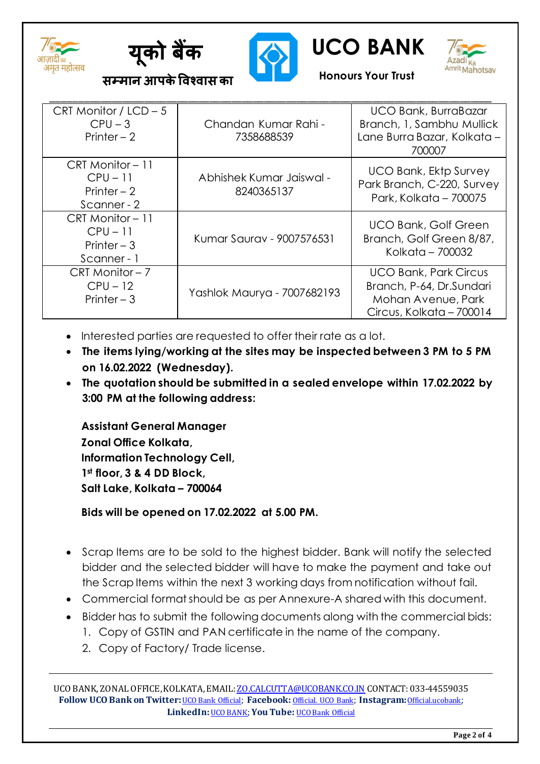| CRT Monitor / LCD – 5<br>CPU – 3<br>Printer – 2 | Chandan Kumar Rahi - 7358688539 | UCO Bank, BurraBazar Branch, 1, Sambhu Mullick Lane Burra Bazar, Kolkata – 700007 |
|---|---|---|
| CRT Monitor – 11<br>CPU – 11<br>Printer – 2<br>Scanner - 2 | Abhishek Kumar Jaiswal - 8240365137 | UCO Bank, Ektp Survey Park Branch, C-220, Survey Park, Kolkata – 700075 |
| CRT Monitor – 11<br>CPU – 11<br>Printer – 3<br>Scanner - 1 | Kumar Saurav - 9007576531 | UCO Bank, Golf Green Branch, Golf Green 8/87, Kolkata – 700032 |
| CRT Monitor – 7<br>CPU – 12<br>Printer – 3 | Yashlok Maurya - 7007682193 | UCO Bank, Park Circus Branch, P-64, Dr.Sundari Mohan Avenue, Park Circus, Kolkata – 700014 |

- Interested parties are requested to offer their rate as a lot.
- **The items lying/working at the sites may be inspected between 3 PM to 5 PM on 16.02.2022 (Wednesday).**
- **The quotation should be submitted in a sealed envelope within 17.02.2022 by 3:00 PM at the following address:**

  **Assistant General Manager**
  **Zonal Office Kolkata,**
  **Information Technology Cell,**
  **1st floor, 3 & 4 DD Block,**
  **Salt Lake, Kolkata – 700064**

  **Bids will be opened on 17.02.2022 at 5.00 PM.**

- Scrap Items are to be sold to the highest bidder. Bank will notify the selected bidder and the selected bidder will have to make the payment and take out the Scrap Items within the next 3 working days from notification without fail.
- Commercial format should be as per Annexure-A shared with this document.
- Bidder has to submit the following documents along with the commercial bids:
  1. Copy of GSTIN and PAN certificate in the name of the company.
  2. Copy of Factory/ Trade license.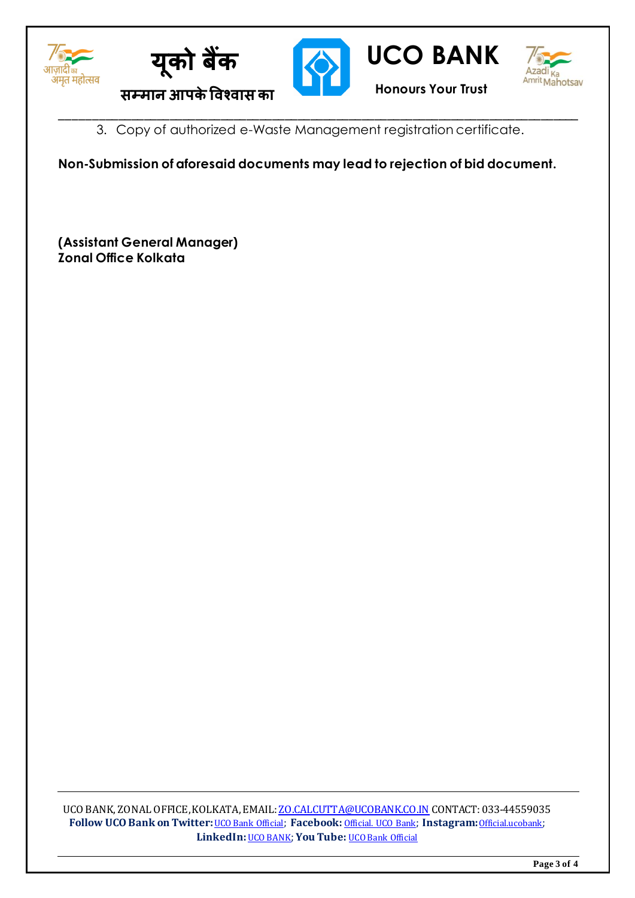3. Copy of authorized e-Waste Management registration certificate.

**Non-Submission of aforesaid documents may lead to rejection of bid document.**

**(Assistant General Manager)**
**Zonal Office Kolkata**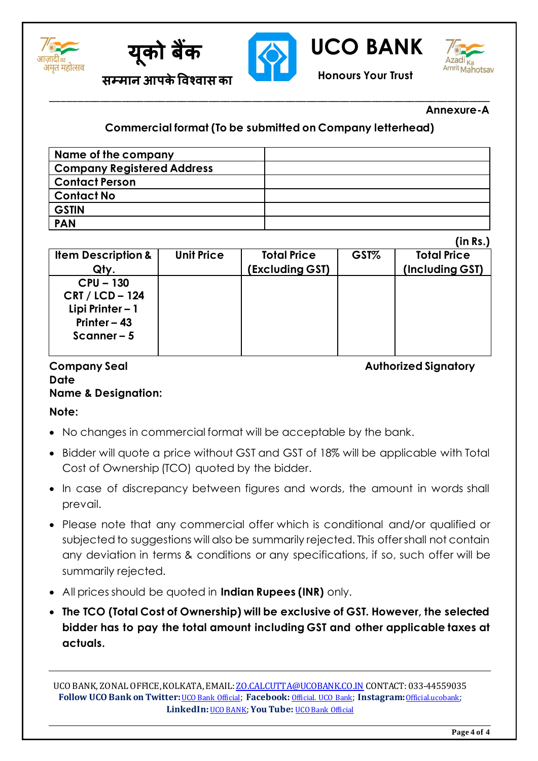यूको बैंक

सम्मान आपके विश्वास का

UCO BANK

Honours Your Trust

**Annexure-A**

## Commercial format (To be submitted on Company letterhead)

| | |
|---|---|
| **Name of the company** | |
| **Company Registered Address** | |
| **Contact Person** | |
| **Contact No** | |
| **GSTIN** | |
| **PAN** | |

**(in Rs.)**

| Item Description & Qty. | Unit Price | Total Price (Excluding GST) | GST% | Total Price (Including GST) |
|---|---|---|---|---|
| CPU – 130<br>CRT / LCD – 124<br>Lipi Printer – 1<br>Printer – 43<br>Scanner – 5 | | | | |

**Company Seal** **Authorized Signatory**

**Date**

**Name & Designation:**

**Note:**

- No changes in commercial format will be acceptable by the bank.
- Bidder will quote a price without GST and GST of 18% will be applicable with Total Cost of Ownership (TCO) quoted by the bidder.
- In case of discrepancy between figures and words, the amount in words shall prevail.
- Please note that any commercial offer which is conditional and/or qualified or subjected to suggestions will also be summarily rejected. This offer shall not contain any deviation in terms & conditions or any specifications, if so, such offer will be summarily rejected.
- All prices should be quoted in **Indian Rupees (INR)** only.
- **The TCO (Total Cost of Ownership) will be exclusive of GST. However, the selected bidder has to pay the total amount including GST and other applicable taxes at actuals.**

UCO BANK, ZONAL OFFICE, KOLKATA, EMAIL: ZO.CALCUTTA@UCOBANK.CO.IN CONTACT: 033-44559035
**Follow UCO Bank on Twitter:** UCO Bank Official; **Facebook:** Official. UCO Bank; **Instagram:** Official.ucobank;
**LinkedIn:** UCO BANK; **You Tube:** UCO Bank Official